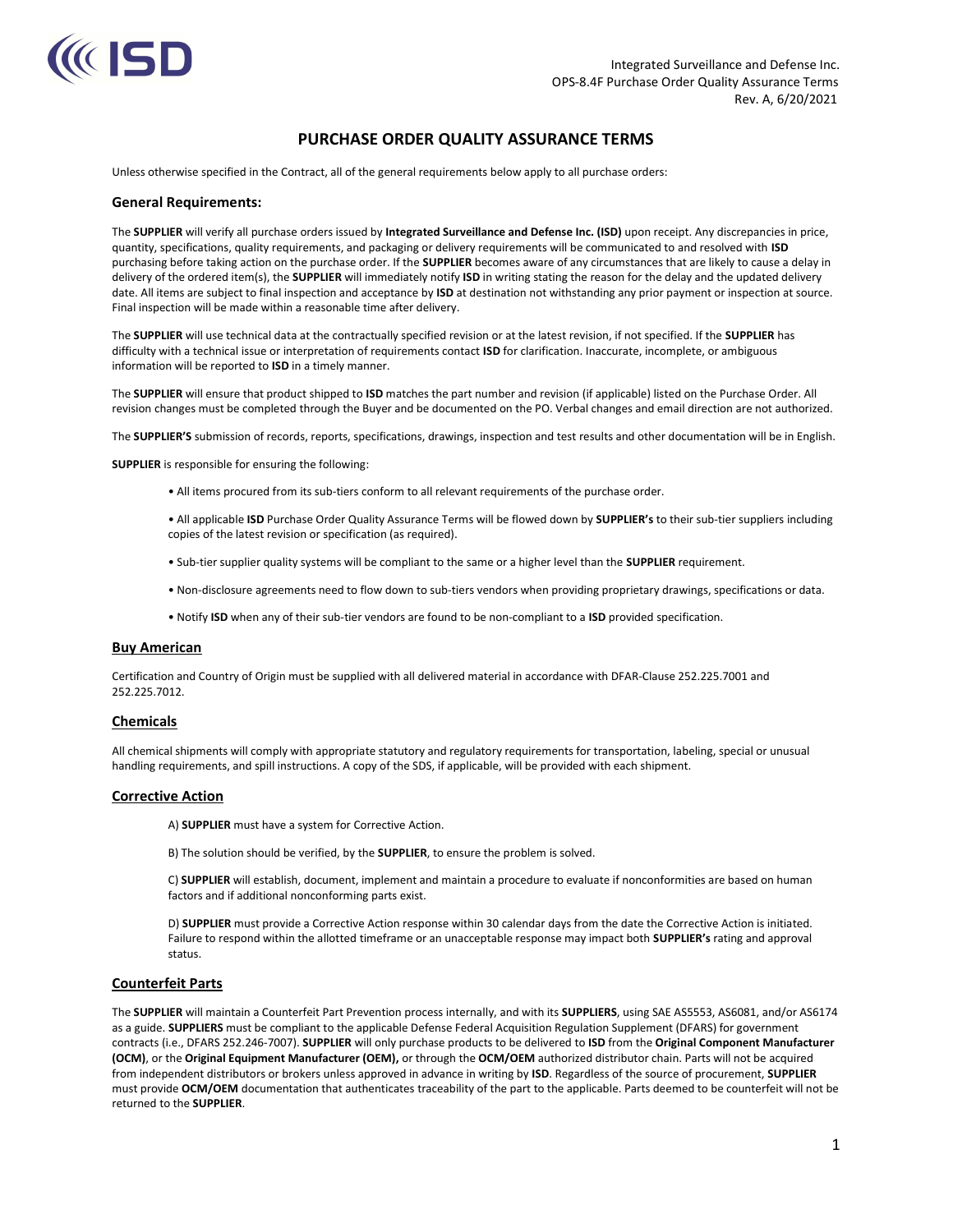Integrated Surveillance and Defense Inc.
OPS-8.4F Purchase Order Quality Assurance Terms
Rev. A, 6/20/2021

# PURCHASE ORDER QUALITY ASSURANCE TERMS

Unless otherwise specified in the Contract, all of the general requirements below apply to all purchase orders:

## General Requirements:

The **SUPPLIER** will verify all purchase orders issued by **Integrated Surveillance and Defense Inc. (ISD)** upon receipt. Any discrepancies in price, quantity, specifications, quality requirements, and packaging or delivery requirements will be communicated to and resolved with **ISD** purchasing before taking action on the purchase order. If the **SUPPLIER** becomes aware of any circumstances that are likely to cause a delay in delivery of the ordered item(s), the **SUPPLIER** will immediately notify **ISD** in writing stating the reason for the delay and the updated delivery date. All items are subject to final inspection and acceptance by **ISD** at destination not withstanding any prior payment or inspection at source. Final inspection will be made within a reasonable time after delivery.

The **SUPPLIER** will use technical data at the contractually specified revision or at the latest revision, if not specified. If the **SUPPLIER** has difficulty with a technical issue or interpretation of requirements contact **ISD** for clarification. Inaccurate, incomplete, or ambiguous information will be reported to **ISD** in a timely manner.

The **SUPPLIER** will ensure that product shipped to **ISD** matches the part number and revision (if applicable) listed on the Purchase Order. All revision changes must be completed through the Buyer and be documented on the PO. Verbal changes and email direction are not authorized.

The **SUPPLIER'S** submission of records, reports, specifications, drawings, inspection and test results and other documentation will be in English.

**SUPPLIER** is responsible for ensuring the following:

- All items procured from its sub-tiers conform to all relevant requirements of the purchase order.
- All applicable **ISD** Purchase Order Quality Assurance Terms will be flowed down by **SUPPLIER's** to their sub-tier suppliers including copies of the latest revision or specification (as required).
- Sub-tier supplier quality systems will be compliant to the same or a higher level than the **SUPPLIER** requirement.
- Non-disclosure agreements need to flow down to sub-tiers vendors when providing proprietary drawings, specifications or data.
- Notify **ISD** when any of their sub-tier vendors are found to be non-compliant to a **ISD** provided specification.

## Buy American

Certification and Country of Origin must be supplied with all delivered material in accordance with DFAR-Clause 252.225.7001 and 252.225.7012.

## Chemicals

All chemical shipments will comply with appropriate statutory and regulatory requirements for transportation, labeling, special or unusual handling requirements, and spill instructions. A copy of the SDS, if applicable, will be provided with each shipment.

## Corrective Action

A) **SUPPLIER** must have a system for Corrective Action.

B) The solution should be verified, by the **SUPPLIER**, to ensure the problem is solved.

C) **SUPPLIER** will establish, document, implement and maintain a procedure to evaluate if nonconformities are based on human factors and if additional nonconforming parts exist.

D) **SUPPLIER** must provide a Corrective Action response within 30 calendar days from the date the Corrective Action is initiated. Failure to respond within the allotted timeframe or an unacceptable response may impact both **SUPPLIER's** rating and approval status.

## Counterfeit Parts

The **SUPPLIER** will maintain a Counterfeit Part Prevention process internally, and with its **SUPPLIERS**, using SAE AS5553, AS6081, and/or AS6174 as a guide. **SUPPLIERS** must be compliant to the applicable Defense Federal Acquisition Regulation Supplement (DFARS) for government contracts (i.e., DFARS 252.246-7007). **SUPPLIER** will only purchase products to be delivered to **ISD** from the **Original Component Manufacturer (OCM)**, or the **Original Equipment Manufacturer (OEM),** or through the **OCM/OEM** authorized distributor chain. Parts will not be acquired from independent distributors or brokers unless approved in advance in writing by **ISD**. Regardless of the source of procurement, **SUPPLIER** must provide **OCM/OEM** documentation that authenticates traceability of the part to the applicable. Parts deemed to be counterfeit will not be returned to the **SUPPLIER**.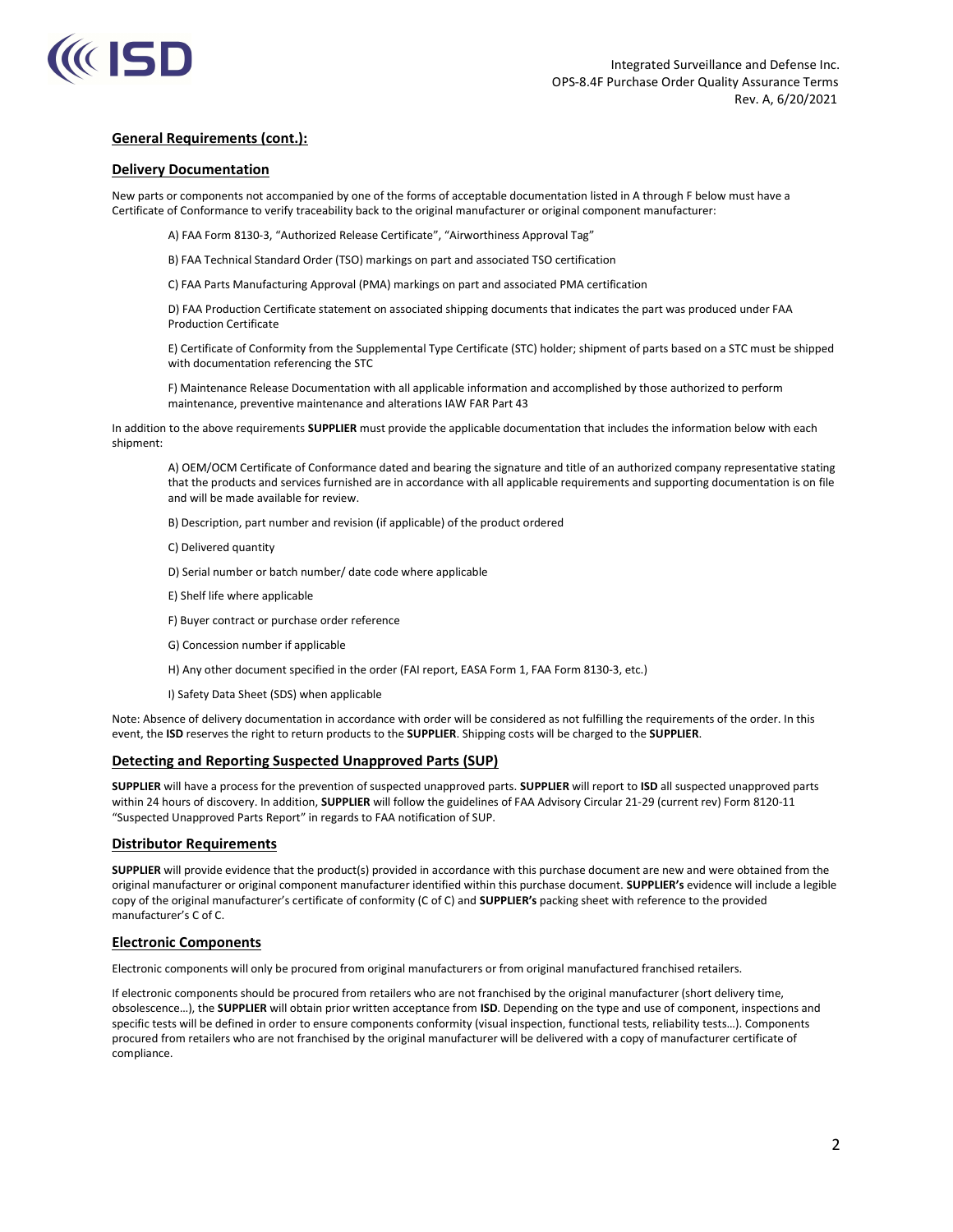## General Requirements (cont.):

### Delivery Documentation

New parts or components not accompanied by one of the forms of acceptable documentation listed in A through F below must have a Certificate of Conformance to verify traceability back to the original manufacturer or original component manufacturer:

A) FAA Form 8130-3, "Authorized Release Certificate", "Airworthiness Approval Tag"

B) FAA Technical Standard Order (TSO) markings on part and associated TSO certification

C) FAA Parts Manufacturing Approval (PMA) markings on part and associated PMA certification

D) FAA Production Certificate statement on associated shipping documents that indicates the part was produced under FAA Production Certificate

E) Certificate of Conformity from the Supplemental Type Certificate (STC) holder; shipment of parts based on a STC must be shipped with documentation referencing the STC

F) Maintenance Release Documentation with all applicable information and accomplished by those authorized to perform maintenance, preventive maintenance and alterations IAW FAR Part 43

In addition to the above requirements **SUPPLIER** must provide the applicable documentation that includes the information below with each shipment:

A) OEM/OCM Certificate of Conformance dated and bearing the signature and title of an authorized company representative stating that the products and services furnished are in accordance with all applicable requirements and supporting documentation is on file and will be made available for review.

B) Description, part number and revision (if applicable) of the product ordered

C) Delivered quantity

D) Serial number or batch number/ date code where applicable

E) Shelf life where applicable

F) Buyer contract or purchase order reference

G) Concession number if applicable

H) Any other document specified in the order (FAI report, EASA Form 1, FAA Form 8130-3, etc.)

I) Safety Data Sheet (SDS) when applicable

Note: Absence of delivery documentation in accordance with order will be considered as not fulfilling the requirements of the order. In this event, the **ISD** reserves the right to return products to the **SUPPLIER**. Shipping costs will be charged to the **SUPPLIER**.

### Detecting and Reporting Suspected Unapproved Parts (SUP)

**SUPPLIER** will have a process for the prevention of suspected unapproved parts. **SUPPLIER** will report to **ISD** all suspected unapproved parts within 24 hours of discovery. In addition, **SUPPLIER** will follow the guidelines of FAA Advisory Circular 21-29 (current rev) Form 8120-11 "Suspected Unapproved Parts Report" in regards to FAA notification of SUP.

### Distributor Requirements

**SUPPLIER** will provide evidence that the product(s) provided in accordance with this purchase document are new and were obtained from the original manufacturer or original component manufacturer identified within this purchase document. **SUPPLIER's** evidence will include a legible copy of the original manufacturer's certificate of conformity (C of C) and **SUPPLIER's** packing sheet with reference to the provided manufacturer's C of C.

### Electronic Components

Electronic components will only be procured from original manufacturers or from original manufactured franchised retailers.

If electronic components should be procured from retailers who are not franchised by the original manufacturer (short delivery time, obsolescence…), the **SUPPLIER** will obtain prior written acceptance from **ISD**. Depending on the type and use of component, inspections and specific tests will be defined in order to ensure components conformity (visual inspection, functional tests, reliability tests…). Components procured from retailers who are not franchised by the original manufacturer will be delivered with a copy of manufacturer certificate of compliance.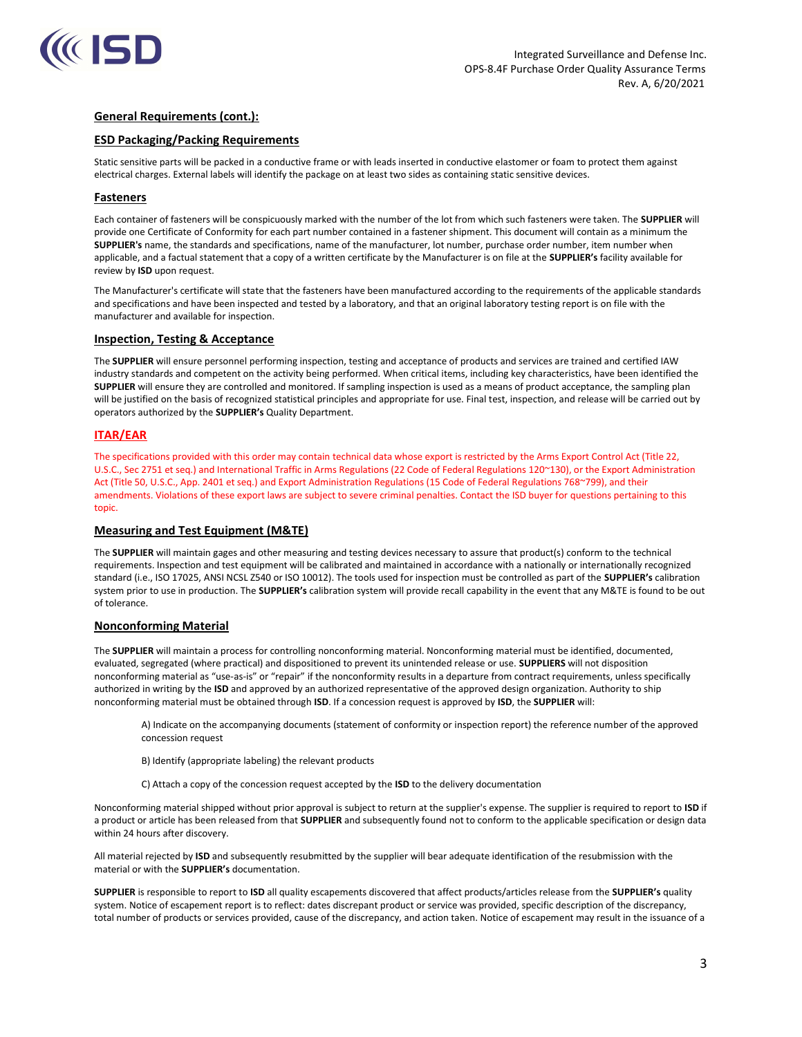## General Requirements (cont.):

## ESD Packaging/Packing Requirements

Static sensitive parts will be packed in a conductive frame or with leads inserted in conductive elastomer or foam to protect them against electrical charges. External labels will identify the package on at least two sides as containing static sensitive devices.

## Fasteners

Each container of fasteners will be conspicuously marked with the number of the lot from which such fasteners were taken. The **SUPPLIER** will provide one Certificate of Conformity for each part number contained in a fastener shipment. This document will contain as a minimum the **SUPPLIER's** name, the standards and specifications, name of the manufacturer, lot number, purchase order number, item number when applicable, and a factual statement that a copy of a written certificate by the Manufacturer is on file at the **SUPPLIER's** facility available for review by **ISD** upon request.

The Manufacturer's certificate will state that the fasteners have been manufactured according to the requirements of the applicable standards and specifications and have been inspected and tested by a laboratory, and that an original laboratory testing report is on file with the manufacturer and available for inspection.

## Inspection, Testing & Acceptance

The **SUPPLIER** will ensure personnel performing inspection, testing and acceptance of products and services are trained and certified IAW industry standards and competent on the activity being performed. When critical items, including key characteristics, have been identified the **SUPPLIER** will ensure they are controlled and monitored. If sampling inspection is used as a means of product acceptance, the sampling plan will be justified on the basis of recognized statistical principles and appropriate for use. Final test, inspection, and release will be carried out by operators authorized by the **SUPPLIER's** Quality Department.

## ITAR/EAR

The specifications provided with this order may contain technical data whose export is restricted by the Arms Export Control Act (Title 22, U.S.C., Sec 2751 et seq.) and International Traffic in Arms Regulations (22 Code of Federal Regulations 120~130), or the Export Administration Act (Title 50, U.S.C., App. 2401 et seq.) and Export Administration Regulations (15 Code of Federal Regulations 768~799), and their amendments. Violations of these export laws are subject to severe criminal penalties. Contact the ISD buyer for questions pertaining to this topic.

## Measuring and Test Equipment (M&TE)

The **SUPPLIER** will maintain gages and other measuring and testing devices necessary to assure that product(s) conform to the technical requirements. Inspection and test equipment will be calibrated and maintained in accordance with a nationally or internationally recognized standard (i.e., ISO 17025, ANSI NCSL Z540 or ISO 10012). The tools used for inspection must be controlled as part of the **SUPPLIER's** calibration system prior to use in production. The **SUPPLIER's** calibration system will provide recall capability in the event that any M&TE is found to be out of tolerance.

## Nonconforming Material

The **SUPPLIER** will maintain a process for controlling nonconforming material. Nonconforming material must be identified, documented, evaluated, segregated (where practical) and dispositioned to prevent its unintended release or use. **SUPPLIERS** will not disposition nonconforming material as "use-as-is" or "repair" if the nonconformity results in a departure from contract requirements, unless specifically authorized in writing by the **ISD** and approved by an authorized representative of the approved design organization. Authority to ship nonconforming material must be obtained through **ISD**. If a concession request is approved by **ISD**, the **SUPPLIER** will:

A) Indicate on the accompanying documents (statement of conformity or inspection report) the reference number of the approved concession request

B) Identify (appropriate labeling) the relevant products

C) Attach a copy of the concession request accepted by the **ISD** to the delivery documentation

Nonconforming material shipped without prior approval is subject to return at the supplier's expense. The supplier is required to report to **ISD** if a product or article has been released from that **SUPPLIER** and subsequently found not to conform to the applicable specification or design data within 24 hours after discovery.

All material rejected by **ISD** and subsequently resubmitted by the supplier will bear adequate identification of the resubmission with the material or with the **SUPPLIER's** documentation.

**SUPPLIER** is responsible to report to **ISD** all quality escapements discovered that affect products/articles release from the **SUPPLIER's** quality system. Notice of escapement report is to reflect: dates discrepant product or service was provided, specific description of the discrepancy, total number of products or services provided, cause of the discrepancy, and action taken. Notice of escapement may result in the issuance of a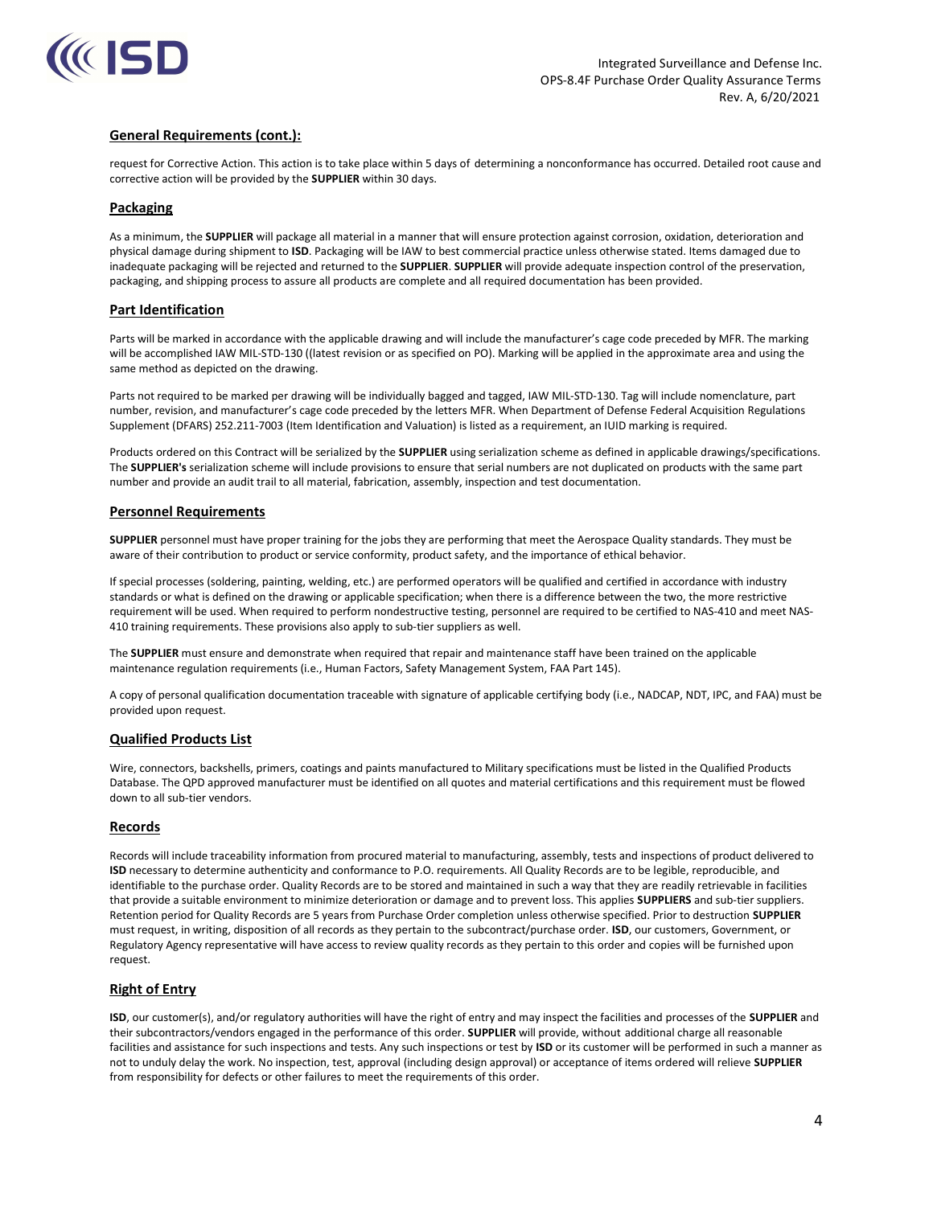## General Requirements (cont.):

request for Corrective Action. This action is to take place within 5 days of determining a nonconformance has occurred. Detailed root cause and corrective action will be provided by the **SUPPLIER** within 30 days.

## Packaging

As a minimum, the **SUPPLIER** will package all material in a manner that will ensure protection against corrosion, oxidation, deterioration and physical damage during shipment to **ISD**. Packaging will be IAW to best commercial practice unless otherwise stated. Items damaged due to inadequate packaging will be rejected and returned to the **SUPPLIER**. **SUPPLIER** will provide adequate inspection control of the preservation, packaging, and shipping process to assure all products are complete and all required documentation has been provided.

## Part Identification

Parts will be marked in accordance with the applicable drawing and will include the manufacturer's cage code preceded by MFR. The marking will be accomplished IAW MIL-STD-130 ((latest revision or as specified on PO). Marking will be applied in the approximate area and using the same method as depicted on the drawing.

Parts not required to be marked per drawing will be individually bagged and tagged, IAW MIL-STD-130. Tag will include nomenclature, part number, revision, and manufacturer's cage code preceded by the letters MFR. When Department of Defense Federal Acquisition Regulations Supplement (DFARS) 252.211-7003 (Item Identification and Valuation) is listed as a requirement, an IUID marking is required.

Products ordered on this Contract will be serialized by the **SUPPLIER** using serialization scheme as defined in applicable drawings/specifications. The **SUPPLIER's** serialization scheme will include provisions to ensure that serial numbers are not duplicated on products with the same part number and provide an audit trail to all material, fabrication, assembly, inspection and test documentation.

## Personnel Requirements

**SUPPLIER** personnel must have proper training for the jobs they are performing that meet the Aerospace Quality standards. They must be aware of their contribution to product or service conformity, product safety, and the importance of ethical behavior.

If special processes (soldering, painting, welding, etc.) are performed operators will be qualified and certified in accordance with industry standards or what is defined on the drawing or applicable specification; when there is a difference between the two, the more restrictive requirement will be used. When required to perform nondestructive testing, personnel are required to be certified to NAS-410 and meet NAS-410 training requirements. These provisions also apply to sub-tier suppliers as well.

The **SUPPLIER** must ensure and demonstrate when required that repair and maintenance staff have been trained on the applicable maintenance regulation requirements (i.e., Human Factors, Safety Management System, FAA Part 145).

A copy of personal qualification documentation traceable with signature of applicable certifying body (i.e., NADCAP, NDT, IPC, and FAA) must be provided upon request.

## Qualified Products List

Wire, connectors, backshells, primers, coatings and paints manufactured to Military specifications must be listed in the Qualified Products Database. The QPD approved manufacturer must be identified on all quotes and material certifications and this requirement must be flowed down to all sub-tier vendors.

## Records

Records will include traceability information from procured material to manufacturing, assembly, tests and inspections of product delivered to **ISD** necessary to determine authenticity and conformance to P.O. requirements. All Quality Records are to be legible, reproducible, and identifiable to the purchase order. Quality Records are to be stored and maintained in such a way that they are readily retrievable in facilities that provide a suitable environment to minimize deterioration or damage and to prevent loss. This applies **SUPPLIERS** and sub-tier suppliers. Retention period for Quality Records are 5 years from Purchase Order completion unless otherwise specified. Prior to destruction **SUPPLIER** must request, in writing, disposition of all records as they pertain to the subcontract/purchase order. **ISD**, our customers, Government, or Regulatory Agency representative will have access to review quality records as they pertain to this order and copies will be furnished upon request.

## Right of Entry

**ISD**, our customer(s), and/or regulatory authorities will have the right of entry and may inspect the facilities and processes of the **SUPPLIER** and their subcontractors/vendors engaged in the performance of this order. **SUPPLIER** will provide, without additional charge all reasonable facilities and assistance for such inspections and tests. Any such inspections or test by **ISD** or its customer will be performed in such a manner as not to unduly delay the work. No inspection, test, approval (including design approval) or acceptance of items ordered will relieve **SUPPLIER** from responsibility for defects or other failures to meet the requirements of this order.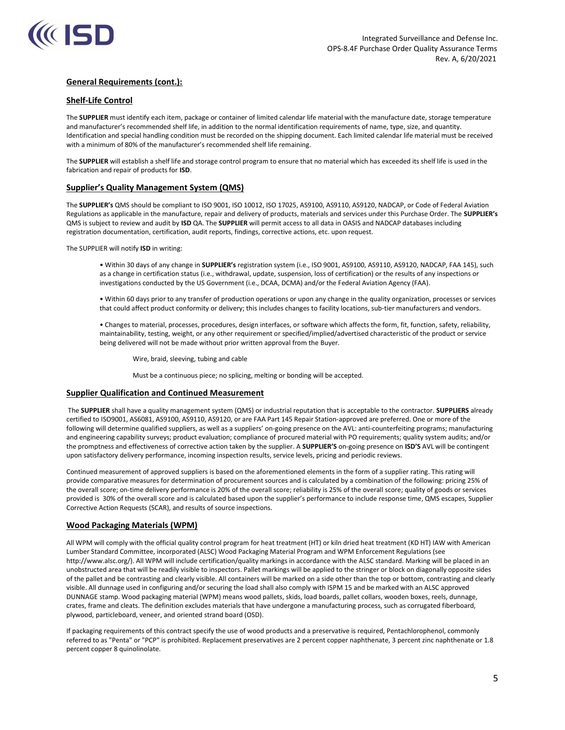## General Requirements (cont.):

### Shelf-Life Control

The **SUPPLIER** must identify each item, package or container of limited calendar life material with the manufacture date, storage temperature and manufacturer's recommended shelf life, in addition to the normal identification requirements of name, type, size, and quantity. Identification and special handling condition must be recorded on the shipping document. Each limited calendar life material must be received with a minimum of 80% of the manufacturer's recommended shelf life remaining.

The **SUPPLIER** will establish a shelf life and storage control program to ensure that no material which has exceeded its shelf life is used in the fabrication and repair of products for **ISD**.

### Supplier's Quality Management System (QMS)

The **SUPPLIER's** QMS should be compliant to ISO 9001, ISO 10012, ISO 17025, AS9100, AS9110, AS9120, NADCAP, or Code of Federal Aviation Regulations as applicable in the manufacture, repair and delivery of products, materials and services under this Purchase Order. The **SUPPLIER's** QMS is subject to review and audit by **ISD** QA. The **SUPPLIER** will permit access to all data in OASIS and NADCAP databases including registration documentation, certification, audit reports, findings, corrective actions, etc. upon request.

The SUPPLIER will notify **ISD** in writing:

- Within 30 days of any change in **SUPPLIER's** registration system (i.e., ISO 9001, AS9100, AS9110, AS9120, NADCAP, FAA 145), such as a change in certification status (i.e., withdrawal, update, suspension, loss of certification) or the results of any inspections or investigations conducted by the US Government (i.e., DCAA, DCMA) and/or the Federal Aviation Agency (FAA).
- Within 60 days prior to any transfer of production operations or upon any change in the quality organization, processes or services that could affect product conformity or delivery; this includes changes to facility locations, sub-tier manufacturers and vendors.
- Changes to material, processes, procedures, design interfaces, or software which affects the form, fit, function, safety, reliability, maintainability, testing, weight, or any other requirement or specified/implied/advertised characteristic of the product or service being delivered will not be made without prior written approval from the Buyer.

    Wire, braid, sleeving, tubing and cable

    Must be a continuous piece; no splicing, melting or bonding will be accepted.

### Supplier Qualification and Continued Measurement

The **SUPPLIER** shall have a quality management system (QMS) or industrial reputation that is acceptable to the contractor. **SUPPLIERS** already certified to ISO9001, AS6081, AS9100, AS9110, AS9120, or are FAA Part 145 Repair Station-approved are preferred. One or more of the following will determine qualified suppliers, as well as a suppliers' on-going presence on the AVL: anti-counterfeiting programs; manufacturing and engineering capability surveys; product evaluation; compliance of procured material with PO requirements; quality system audits; and/or the promptness and effectiveness of corrective action taken by the supplier. A **SUPPLIER'S** on-going presence on **ISD'S** AVL will be contingent upon satisfactory delivery performance, incoming inspection results, service levels, pricing and periodic reviews.

Continued measurement of approved suppliers is based on the aforementioned elements in the form of a supplier rating. This rating will provide comparative measures for determination of procurement sources and is calculated by a combination of the following: pricing 25% of the overall score; on-time delivery performance is 20% of the overall score; reliability is 25% of the overall score; quality of goods or services provided is 30% of the overall score and is calculated based upon the supplier's performance to include response time, QMS escapes, Supplier Corrective Action Requests (SCAR), and results of source inspections.

### Wood Packaging Materials (WPM)

All WPM will comply with the official quality control program for heat treatment (HT) or kiln dried heat treatment (KD HT) IAW with American Lumber Standard Committee, incorporated (ALSC) Wood Packaging Material Program and WPM Enforcement Regulations (see http://www.alsc.org/). All WPM will include certification/quality markings in accordance with the ALSC standard. Marking will be placed in an unobstructed area that will be readily visible to inspectors. Pallet markings will be applied to the stringer or block on diagonally opposite sides of the pallet and be contrasting and clearly visible. All containers will be marked on a side other than the top or bottom, contrasting and clearly visible. All dunnage used in configuring and/or securing the load shall also comply with ISPM 15 and be marked with an ALSC approved DUNNAGE stamp. Wood packaging material (WPM) means wood pallets, skids, load boards, pallet collars, wooden boxes, reels, dunnage, crates, frame and cleats. The definition excludes materials that have undergone a manufacturing process, such as corrugated fiberboard, plywood, particleboard, veneer, and oriented strand board (OSD).

If packaging requirements of this contract specify the use of wood products and a preservative is required, Pentachlorophenol, commonly referred to as "Penta" or "PCP" is prohibited. Replacement preservatives are 2 percent copper naphthenate, 3 percent zinc naphthenate or 1.8 percent copper 8 quinolinolate.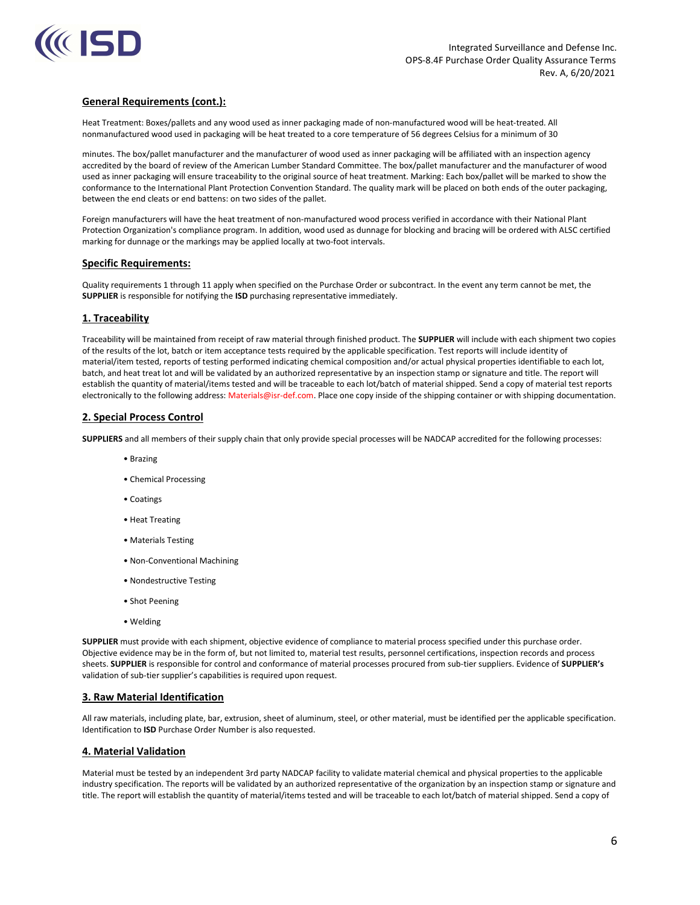## General Requirements (cont.):

Heat Treatment: Boxes/pallets and any wood used as inner packaging made of non-manufactured wood will be heat-treated. All nonmanufactured wood used in packaging will be heat treated to a core temperature of 56 degrees Celsius for a minimum of 30 minutes. The box/pallet manufacturer and the manufacturer of wood used as inner packaging will be affiliated with an inspection agency accredited by the board of review of the American Lumber Standard Committee. The box/pallet manufacturer and the manufacturer of wood used as inner packaging will ensure traceability to the original source of heat treatment. Marking: Each box/pallet will be marked to show the conformance to the International Plant Protection Convention Standard. The quality mark will be placed on both ends of the outer packaging, between the end cleats or end battens: on two sides of the pallet.

Foreign manufacturers will have the heat treatment of non-manufactured wood process verified in accordance with their National Plant Protection Organization's compliance program. In addition, wood used as dunnage for blocking and bracing will be ordered with ALSC certified marking for dunnage or the markings may be applied locally at two-foot intervals.

## Specific Requirements:

Quality requirements 1 through 11 apply when specified on the Purchase Order or subcontract. In the event any term cannot be met, the **SUPPLIER** is responsible for notifying the **ISD** purchasing representative immediately.

## 1. Traceability

Traceability will be maintained from receipt of raw material through finished product. The **SUPPLIER** will include with each shipment two copies of the results of the lot, batch or item acceptance tests required by the applicable specification. Test reports will include identity of material/item tested, reports of testing performed indicating chemical composition and/or actual physical properties identifiable to each lot, batch, and heat treat lot and will be validated by an authorized representative by an inspection stamp or signature and title. The report will establish the quantity of material/items tested and will be traceable to each lot/batch of material shipped. Send a copy of material test reports electronically to the following address: Materials@isr-def.com. Place one copy inside of the shipping container or with shipping documentation.

## 2. Special Process Control

**SUPPLIERS** and all members of their supply chain that only provide special processes will be NADCAP accredited for the following processes:

- Brazing
- Chemical Processing
- Coatings
- Heat Treating
- Materials Testing
- Non-Conventional Machining
- Nondestructive Testing
- Shot Peening
- Welding

**SUPPLIER** must provide with each shipment, objective evidence of compliance to material process specified under this purchase order. Objective evidence may be in the form of, but not limited to, material test results, personnel certifications, inspection records and process sheets. **SUPPLIER** is responsible for control and conformance of material processes procured from sub-tier suppliers. Evidence of **SUPPLIER's** validation of sub-tier supplier's capabilities is required upon request.

## 3. Raw Material Identification

All raw materials, including plate, bar, extrusion, sheet of aluminum, steel, or other material, must be identified per the applicable specification. Identification to **ISD** Purchase Order Number is also requested.

## 4. Material Validation

Material must be tested by an independent 3rd party NADCAP facility to validate material chemical and physical properties to the applicable industry specification. The reports will be validated by an authorized representative of the organization by an inspection stamp or signature and title. The report will establish the quantity of material/items tested and will be traceable to each lot/batch of material shipped. Send a copy of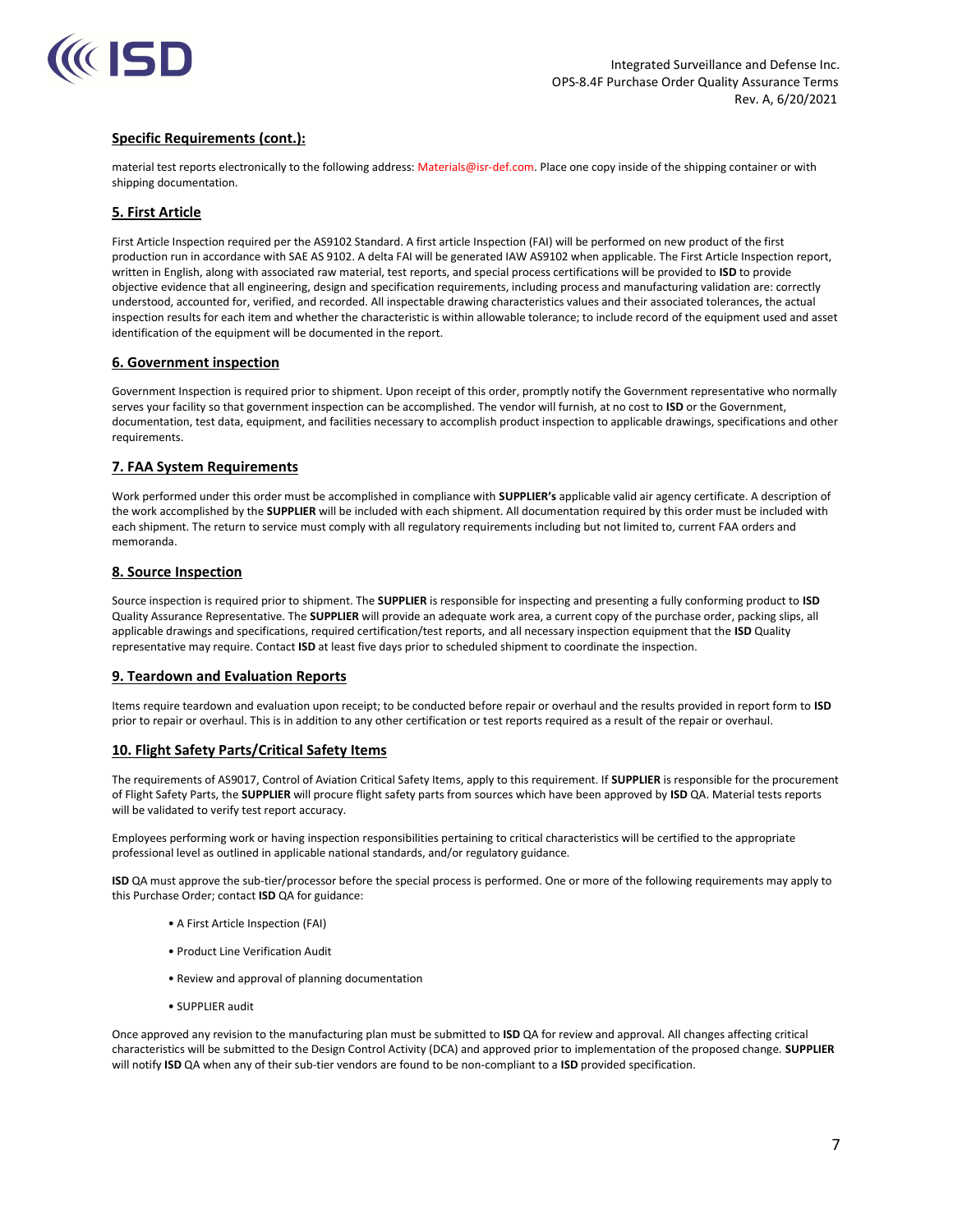## Specific Requirements (cont.):

material test reports electronically to the following address: Materials@isr-def.com. Place one copy inside of the shipping container or with shipping documentation.

## 5. First Article

First Article Inspection required per the AS9102 Standard. A first article Inspection (FAI) will be performed on new product of the first production run in accordance with SAE AS 9102. A delta FAI will be generated IAW AS9102 when applicable. The First Article Inspection report, written in English, along with associated raw material, test reports, and special process certifications will be provided to **ISD** to provide objective evidence that all engineering, design and specification requirements, including process and manufacturing validation are: correctly understood, accounted for, verified, and recorded. All inspectable drawing characteristics values and their associated tolerances, the actual inspection results for each item and whether the characteristic is within allowable tolerance; to include record of the equipment used and asset identification of the equipment will be documented in the report.

## 6. Government inspection

Government Inspection is required prior to shipment. Upon receipt of this order, promptly notify the Government representative who normally serves your facility so that government inspection can be accomplished. The vendor will furnish, at no cost to **ISD** or the Government, documentation, test data, equipment, and facilities necessary to accomplish product inspection to applicable drawings, specifications and other requirements.

## 7. FAA System Requirements

Work performed under this order must be accomplished in compliance with **SUPPLIER's** applicable valid air agency certificate. A description of the work accomplished by the **SUPPLIER** will be included with each shipment. All documentation required by this order must be included with each shipment. The return to service must comply with all regulatory requirements including but not limited to, current FAA orders and memoranda.

## 8. Source Inspection

Source inspection is required prior to shipment. The **SUPPLIER** is responsible for inspecting and presenting a fully conforming product to **ISD** Quality Assurance Representative. The **SUPPLIER** will provide an adequate work area, a current copy of the purchase order, packing slips, all applicable drawings and specifications, required certification/test reports, and all necessary inspection equipment that the **ISD** Quality representative may require. Contact **ISD** at least five days prior to scheduled shipment to coordinate the inspection.

## 9. Teardown and Evaluation Reports

Items require teardown and evaluation upon receipt; to be conducted before repair or overhaul and the results provided in report form to **ISD** prior to repair or overhaul. This is in addition to any other certification or test reports required as a result of the repair or overhaul.

## 10. Flight Safety Parts/Critical Safety Items

The requirements of AS9017, Control of Aviation Critical Safety Items, apply to this requirement. If **SUPPLIER** is responsible for the procurement of Flight Safety Parts, the **SUPPLIER** will procure flight safety parts from sources which have been approved by **ISD** QA. Material tests reports will be validated to verify test report accuracy.

Employees performing work or having inspection responsibilities pertaining to critical characteristics will be certified to the appropriate professional level as outlined in applicable national standards, and/or regulatory guidance.

**ISD** QA must approve the sub-tier/processor before the special process is performed. One or more of the following requirements may apply to this Purchase Order; contact **ISD** QA for guidance:

- A First Article Inspection (FAI)
- Product Line Verification Audit
- Review and approval of planning documentation
- SUPPLIER audit

Once approved any revision to the manufacturing plan must be submitted to **ISD** QA for review and approval. All changes affecting critical characteristics will be submitted to the Design Control Activity (DCA) and approved prior to implementation of the proposed change. **SUPPLIER** will notify **ISD** QA when any of their sub-tier vendors are found to be non-compliant to a **ISD** provided specification.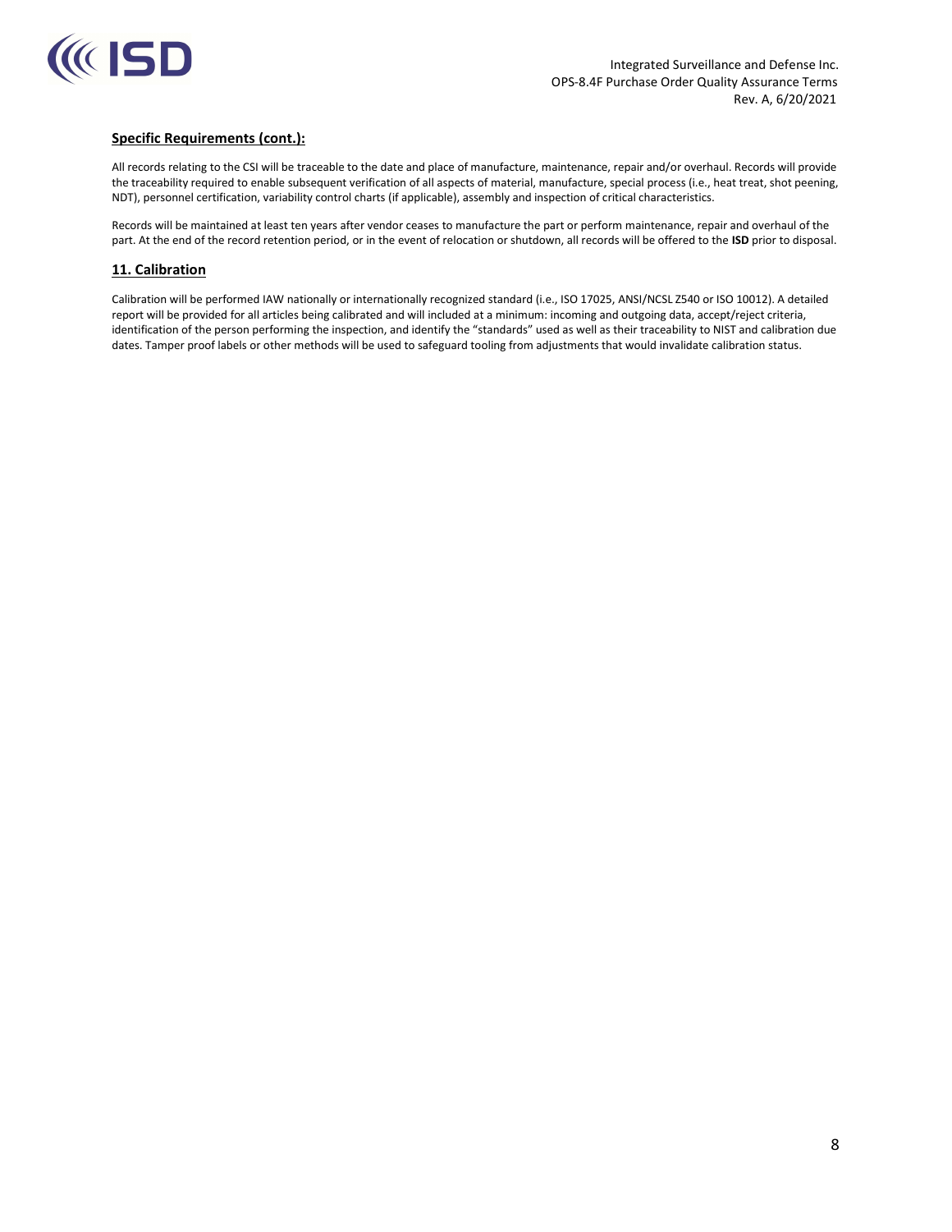## Specific Requirements (cont.):

All records relating to the CSI will be traceable to the date and place of manufacture, maintenance, repair and/or overhaul. Records will provide the traceability required to enable subsequent verification of all aspects of material, manufacture, special process (i.e., heat treat, shot peening, NDT), personnel certification, variability control charts (if applicable), assembly and inspection of critical characteristics.

Records will be maintained at least ten years after vendor ceases to manufacture the part or perform maintenance, repair and overhaul of the part. At the end of the record retention period, or in the event of relocation or shutdown, all records will be offered to the **ISD** prior to disposal.

## 11. Calibration

Calibration will be performed IAW nationally or internationally recognized standard (i.e., ISO 17025, ANSI/NCSL Z540 or ISO 10012). A detailed report will be provided for all articles being calibrated and will included at a minimum: incoming and outgoing data, accept/reject criteria, identification of the person performing the inspection, and identify the "standards" used as well as their traceability to NIST and calibration due dates. Tamper proof labels or other methods will be used to safeguard tooling from adjustments that would invalidate calibration status.